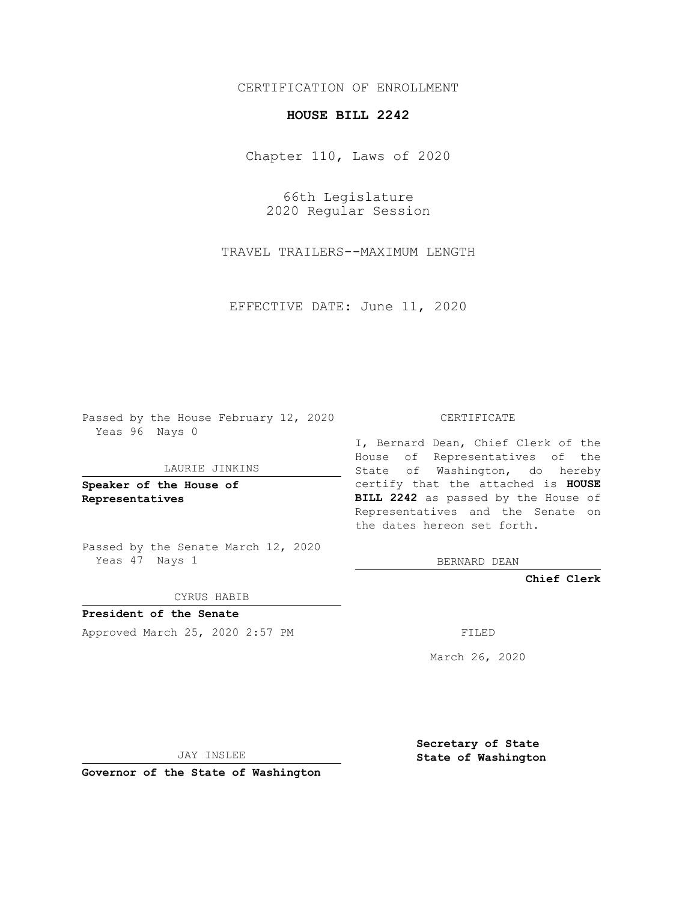CERTIFICATION OF ENROLLMENT

**HOUSE BILL 2242**

Chapter 110, Laws of 2020

66th Legislature
2020 Regular Session

TRAVEL TRAILERS--MAXIMUM LENGTH

EFFECTIVE DATE: June 11, 2020

Passed by the House February 12, 2020
Yeas 96 Nays 0

LAURIE JINKINS

**Speaker of the House of Representatives**

Passed by the Senate March 12, 2020
Yeas 47 Nays 1

CYRUS HABIB

**President of the Senate**

Approved March 25, 2020 2:57 PM

JAY INSLEE

**Governor of the State of Washington**

CERTIFICATE

I, Bernard Dean, Chief Clerk of the House of Representatives of the State of Washington, do hereby certify that the attached is **HOUSE BILL 2242** as passed by the House of Representatives and the Senate on the dates hereon set forth.

BERNARD DEAN

**Chief Clerk**

FILED

March 26, 2020

**Secretary of State**
**State of Washington**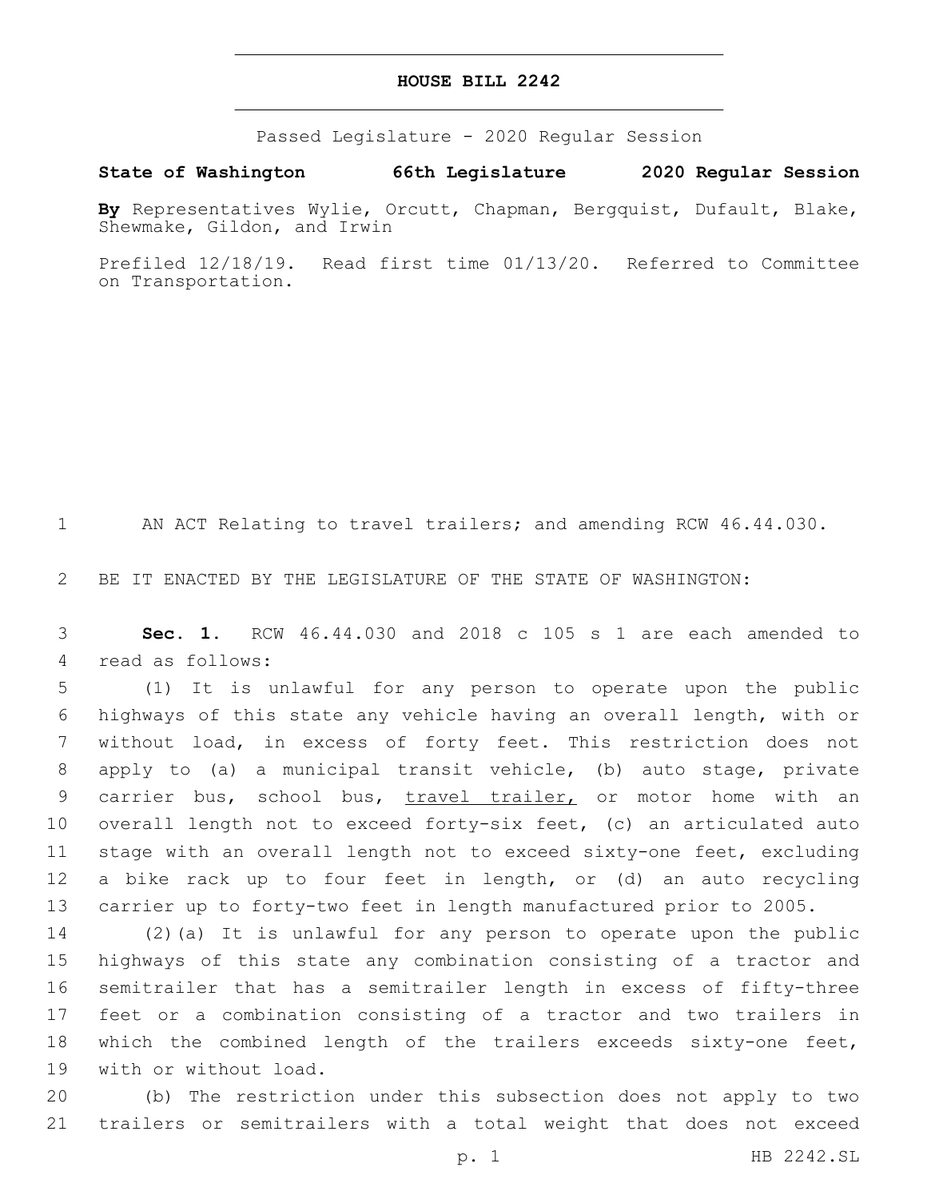# HOUSE BILL 2242

Passed Legislature - 2020 Regular Session

**State of Washington 66th Legislature 2020 Regular Session**

**By** Representatives Wylie, Orcutt, Chapman, Bergquist, Dufault, Blake, Shewmake, Gildon, and Irwin

Prefiled 12/18/19. Read first time 01/13/20. Referred to Committee on Transportation.

AN ACT Relating to travel trailers; and amending RCW 46.44.030.

BE IT ENACTED BY THE LEGISLATURE OF THE STATE OF WASHINGTON:

**Sec. 1.** RCW 46.44.030 and 2018 c 105 s 1 are each amended to read as follows:

(1) It is unlawful for any person to operate upon the public highways of this state any vehicle having an overall length, with or without load, in excess of forty feet. This restriction does not apply to (a) a municipal transit vehicle, (b) auto stage, private carrier bus, school bus, travel trailer, or motor home with an overall length not to exceed forty-six feet, (c) an articulated auto stage with an overall length not to exceed sixty-one feet, excluding a bike rack up to four feet in length, or (d) an auto recycling carrier up to forty-two feet in length manufactured prior to 2005.

(2)(a) It is unlawful for any person to operate upon the public highways of this state any combination consisting of a tractor and semitrailer that has a semitrailer length in excess of fifty-three feet or a combination consisting of a tractor and two trailers in which the combined length of the trailers exceeds sixty-one feet, with or without load.

(b) The restriction under this subsection does not apply to two trailers or semitrailers with a total weight that does not exceed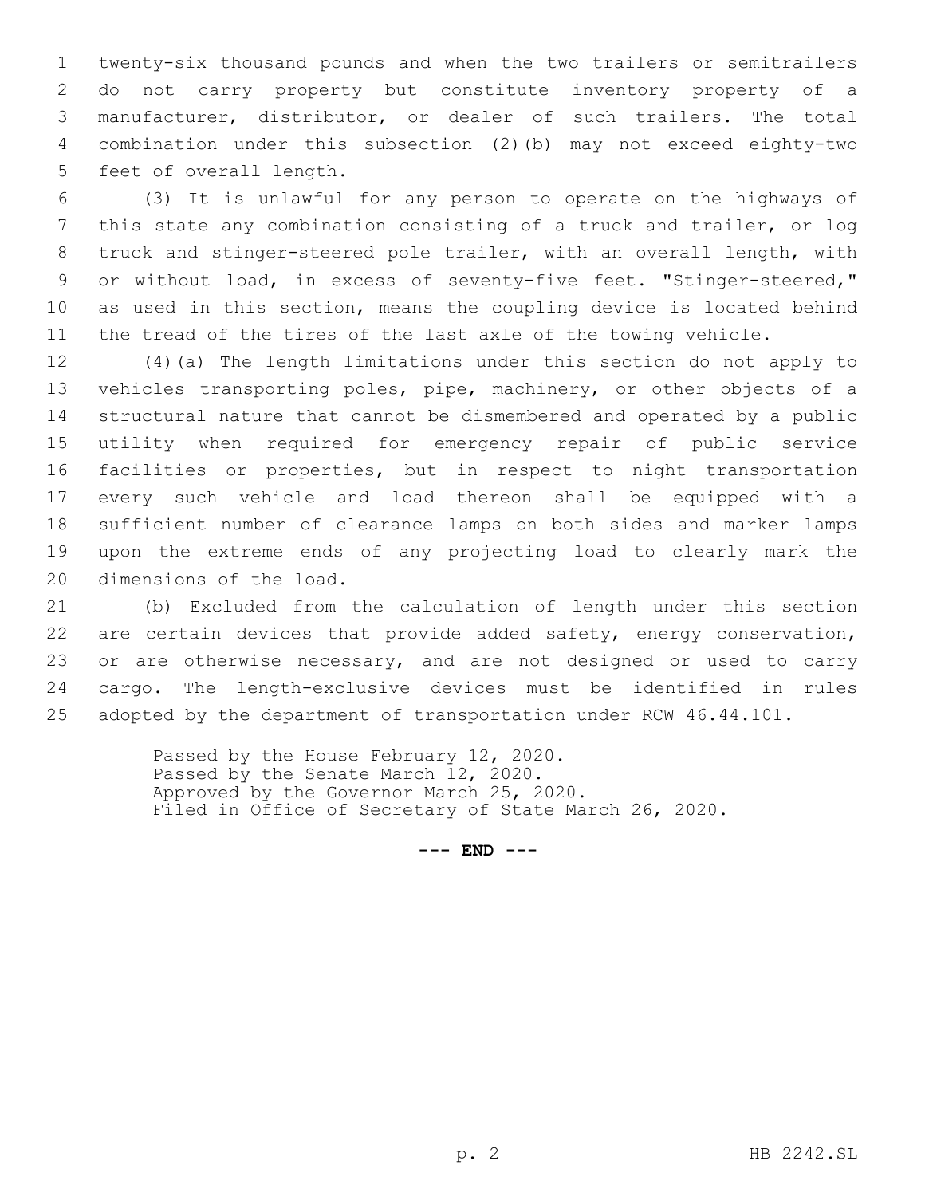twenty-six thousand pounds and when the two trailers or semitrailers do not carry property but constitute inventory property of a manufacturer, distributor, or dealer of such trailers. The total combination under this subsection (2)(b) may not exceed eighty-two feet of overall length.

(3) It is unlawful for any person to operate on the highways of this state any combination consisting of a truck and trailer, or log truck and stinger-steered pole trailer, with an overall length, with or without load, in excess of seventy-five feet. "Stinger-steered," as used in this section, means the coupling device is located behind the tread of the tires of the last axle of the towing vehicle.

(4)(a) The length limitations under this section do not apply to vehicles transporting poles, pipe, machinery, or other objects of a structural nature that cannot be dismembered and operated by a public utility when required for emergency repair of public service facilities or properties, but in respect to night transportation every such vehicle and load thereon shall be equipped with a sufficient number of clearance lamps on both sides and marker lamps upon the extreme ends of any projecting load to clearly mark the dimensions of the load.

(b) Excluded from the calculation of length under this section are certain devices that provide added safety, energy conservation, or are otherwise necessary, and are not designed or used to carry cargo. The length-exclusive devices must be identified in rules adopted by the department of transportation under RCW 46.44.101.

Passed by the House February 12, 2020.
Passed by the Senate March 12, 2020.
Approved by the Governor March 25, 2020.
Filed in Office of Secretary of State March 26, 2020.

**--- END ---**